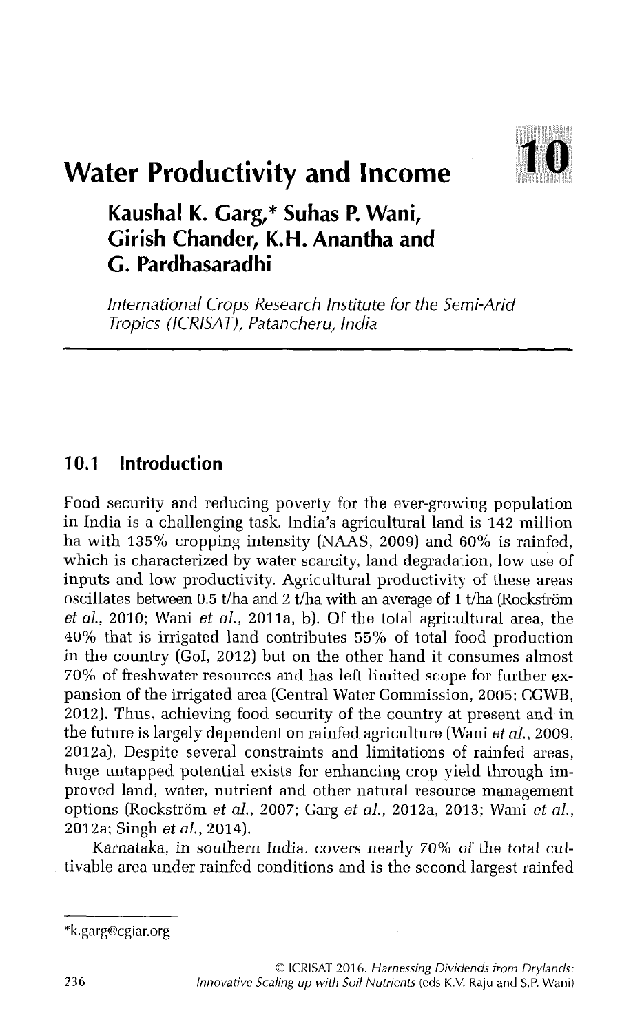# 10 Water Productivity and Income

**Kaushal K. Garg,* Suhas P. Wani, Girish Chander, K.H. Anantha and G. Pardhasaradhi**

*International Crops Research Institute for the Semi-Arid Tropics (ICRISAT), Patancheru, India*

## 10.1 Introduction

Food security and reducing poverty for the ever-growing population in India is a challenging task. India's agricultural land is 142 million ha with 135% cropping intensity (NAAS, 2009) and 60% is rainfed, which is characterized by water scarcity, land degradation, low use of inputs and low productivity. Agricultural productivity of these areas oscillates between 0.5 t/ha and 2 t/ha with an average of 1 t/ha (Rockström *et al.*, 2010; Wani *et al.*, 2011a, b). Of the total agricultural area, the 40% that is irrigated land contributes 55% of total food production in the country (GoI, 2012) but on the other hand it consumes almost 70% of freshwater resources and has left limited scope for further expansion of the irrigated area (Central Water Commission, 2005; CGWB, 2012). Thus, achieving food security of the country at present and in the future is largely dependent on rainfed agriculture (Wani *et al.*, 2009, 2012a). Despite several constraints and limitations of rainfed areas, huge untapped potential exists for enhancing crop yield through improved land, water, nutrient and other natural resource management options (Rockström *et al.*, 2007; Garg *et al.*, 2012a, 2013; Wani *et al.*, 2012a; Singh *et al.*, 2014).

Karnataka, in southern India, covers nearly 70% of the total cultivable area under rainfed conditions and is the second largest rainfed

---

*k.garg@cgiar.org

© ICRISAT 2016. *Harnessing Dividends from Drylands: Innovative Scaling up with Soil Nutrients* (eds K.V. Raju and S.P. Wani)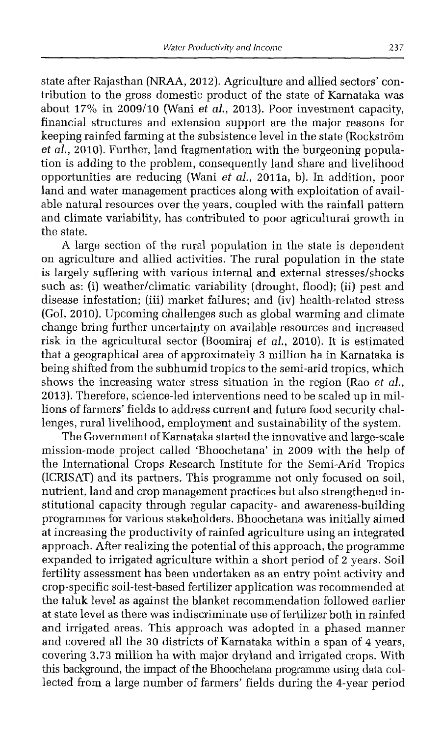state after Rajasthan (NRAA, 2012). Agriculture and allied sectors' contribution to the gross domestic product of the state of Karnataka was about 17% in 2009/10 (Wani *et al.*, 2013). Poor investment capacity, financial structures and extension support are the major reasons for keeping rainfed farming at the subsistence level in the state (Rockström *et al.*, 2010). Further, land fragmentation with the burgeoning population is adding to the problem, consequently land share and livelihood opportunities are reducing (Wani *et al.*, 2011a, b). In addition, poor land and water management practices along with exploitation of available natural resources over the years, coupled with the rainfall pattern and climate variability, has contributed to poor agricultural growth in the state.

A large section of the rural population in the state is dependent on agriculture and allied activities. The rural population in the state is largely suffering with various internal and external stresses/shocks such as: (i) weather/climatic variability (drought, flood); (ii) pest and disease infestation; (iii) market failures; and (iv) health-related stress (GoI, 2010). Upcoming challenges such as global warming and climate change bring further uncertainty on available resources and increased risk in the agricultural sector (Boomiraj *et al.*, 2010). It is estimated that a geographical area of approximately 3 million ha in Karnataka is being shifted from the subhumid tropics to the semi-arid tropics, which shows the increasing water stress situation in the region (Rao *et al.*, 2013). Therefore, science-led interventions need to be scaled up in millions of farmers' fields to address current and future food security challenges, rural livelihood, employment and sustainability of the system.

The Government of Karnataka started the innovative and large-scale mission-mode project called 'Bhoochetana' in 2009 with the help of the International Crops Research Institute for the Semi-Arid Tropics (ICRISAT) and its partners. This programme not only focused on soil, nutrient, land and crop management practices but also strengthened institutional capacity through regular capacity- and awareness-building programmes for various stakeholders. Bhoochetana was initially aimed at increasing the productivity of rainfed agriculture using an integrated approach. After realizing the potential of this approach, the programme expanded to irrigated agriculture within a short period of 2 years. Soil fertility assessment has been undertaken as an entry point activity and crop-specific soil-test-based fertilizer application was recommended at the taluk level as against the blanket recommendation followed earlier at state level as there was indiscriminate use of fertilizer both in rainfed and irrigated areas. This approach was adopted in a phased manner and covered all the 30 districts of Karnataka within a span of 4 years, covering 3.73 million ha with major dryland and irrigated crops. With this background, the impact of the Bhoochetana programme using data collected from a large number of farmers' fields during the 4-year period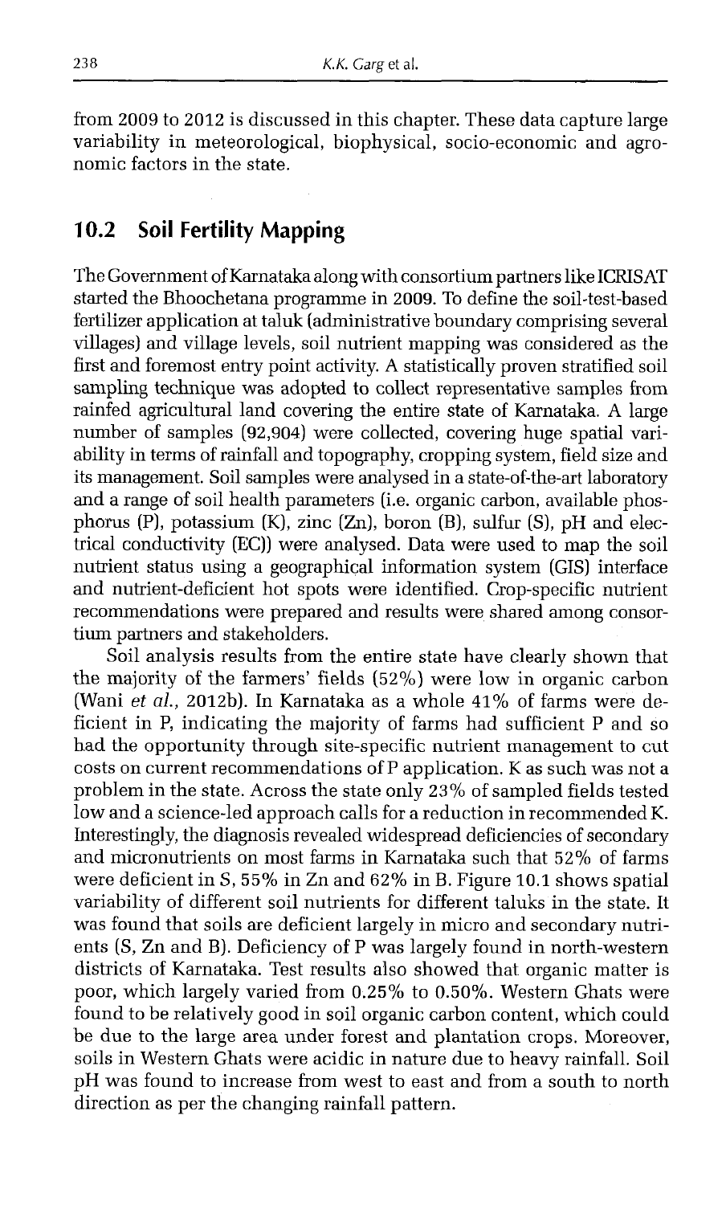from 2009 to 2012 is discussed in this chapter. These data capture large variability in meteorological, biophysical, socio-economic and agronomic factors in the state.

## 10.2 Soil Fertility Mapping

The Government of Karnataka along with consortium partners like ICRISAT started the Bhoochetana programme in 2009. To define the soil-test-based fertilizer application at taluk (administrative boundary comprising several villages) and village levels, soil nutrient mapping was considered as the first and foremost entry point activity. A statistically proven stratified soil sampling technique was adopted to collect representative samples from rainfed agricultural land covering the entire state of Karnataka. A large number of samples (92,904) were collected, covering huge spatial variability in terms of rainfall and topography, cropping system, field size and its management. Soil samples were analysed in a state-of-the-art laboratory and a range of soil health parameters (i.e. organic carbon, available phosphorus (P), potassium (K), zinc (Zn), boron (B), sulfur (S), pH and electrical conductivity (EC)) were analysed. Data were used to map the soil nutrient status using a geographical information system (GIS) interface and nutrient-deficient hot spots were identified. Crop-specific nutrient recommendations were prepared and results were shared among consortium partners and stakeholders.

Soil analysis results from the entire state have clearly shown that the majority of the farmers' fields (52%) were low in organic carbon (Wani *et al.*, 2012b). In Karnataka as a whole 41% of farms were deficient in P, indicating the majority of farms had sufficient P and so had the opportunity through site-specific nutrient management to cut costs on current recommendations of P application. K as such was not a problem in the state. Across the state only 23% of sampled fields tested low and a science-led approach calls for a reduction in recommended K. Interestingly, the diagnosis revealed widespread deficiencies of secondary and micronutrients on most farms in Karnataka such that 52% of farms were deficient in S, 55% in Zn and 62% in B. Figure 10.1 shows spatial variability of different soil nutrients for different taluks in the state. It was found that soils are deficient largely in micro and secondary nutrients (S, Zn and B). Deficiency of P was largely found in north-western districts of Karnataka. Test results also showed that organic matter is poor, which largely varied from 0.25% to 0.50%. Western Ghats were found to be relatively good in soil organic carbon content, which could be due to the large area under forest and plantation crops. Moreover, soils in Western Ghats were acidic in nature due to heavy rainfall. Soil pH was found to increase from west to east and from a south to north direction as per the changing rainfall pattern.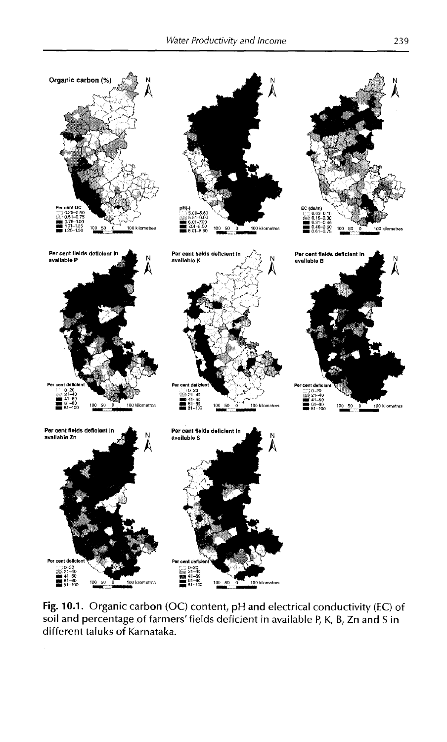**Fig. 10.1.** Organic carbon (OC) content, pH and electrical conductivity (EC) of soil and percentage of farmers' fields deficient in available P, K, B, Zn and S in different taluks of Karnataka.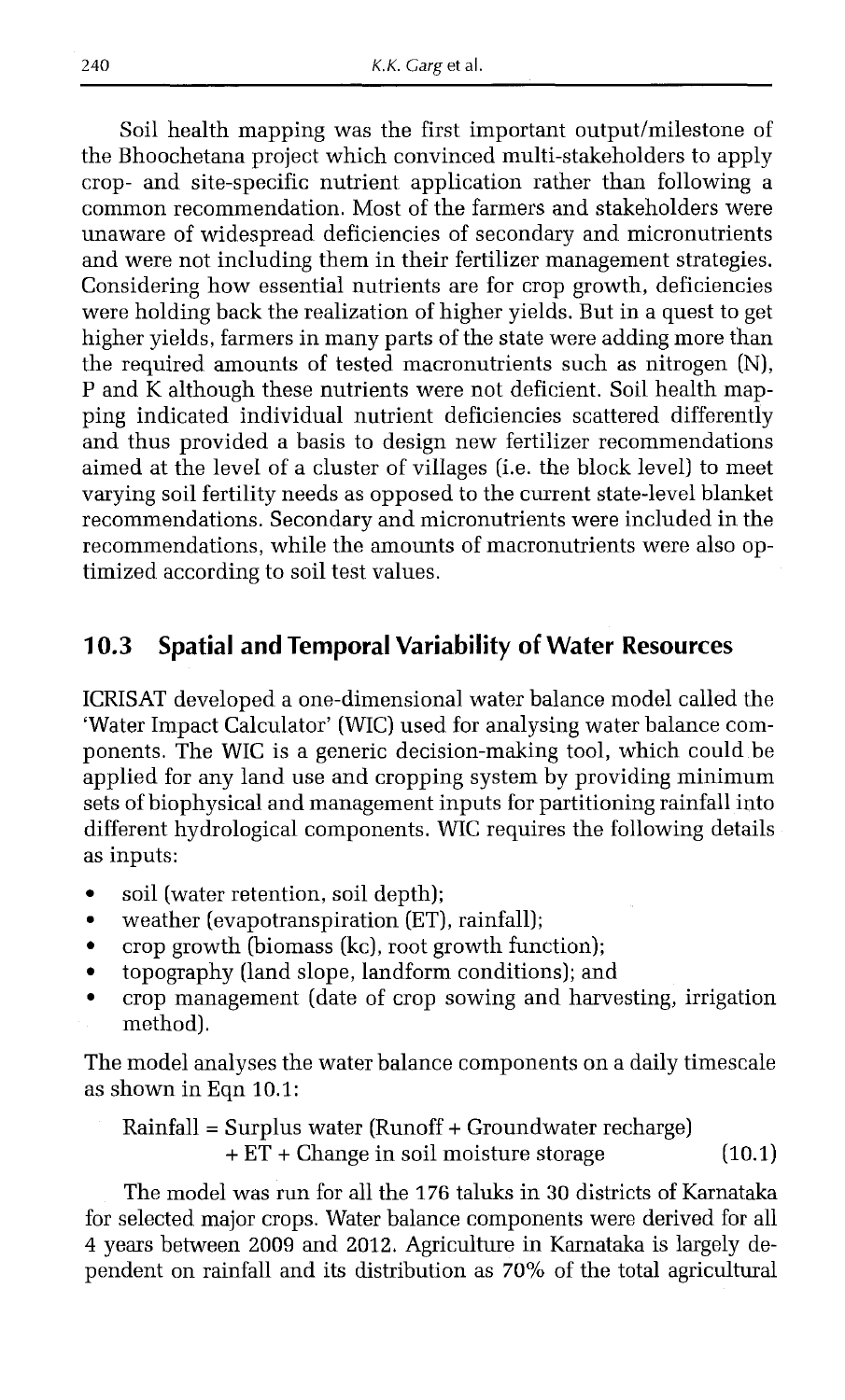Soil health mapping was the first important output/milestone of the Bhoochetana project which convinced multi-stakeholders to apply crop- and site-specific nutrient application rather than following a common recommendation. Most of the farmers and stakeholders were unaware of widespread deficiencies of secondary and micronutrients and were not including them in their fertilizer management strategies. Considering how essential nutrients are for crop growth, deficiencies were holding back the realization of higher yields. But in a quest to get higher yields, farmers in many parts of the state were adding more than the required amounts of tested macronutrients such as nitrogen (N), P and K although these nutrients were not deficient. Soil health mapping indicated individual nutrient deficiencies scattered differently and thus provided a basis to design new fertilizer recommendations aimed at the level of a cluster of villages (i.e. the block level) to meet varying soil fertility needs as opposed to the current state-level blanket recommendations. Secondary and micronutrients were included in the recommendations, while the amounts of macronutrients were also optimized according to soil test values.

## 10.3 Spatial and Temporal Variability of Water Resources

ICRISAT developed a one-dimensional water balance model called the 'Water Impact Calculator' (WIC) used for analysing water balance components. The WIC is a generic decision-making tool, which could be applied for any land use and cropping system by providing minimum sets of biophysical and management inputs for partitioning rainfall into different hydrological components. WIC requires the following details as inputs:

- soil (water retention, soil depth);
- weather (evapotranspiration (ET), rainfall);
- crop growth (biomass (kc), root growth function);
- topography (land slope, landform conditions); and
- crop management (date of crop sowing and harvesting, irrigation method).

The model analyses the water balance components on a daily timescale as shown in Eqn 10.1:

$$\text{Rainfall} = \text{Surplus water (Runoff + Groundwater recharge)} + \text{ET} + \text{Change in soil moisture storage} \quad (10.1)$$

The model was run for all the 176 taluks in 30 districts of Karnataka for selected major crops. Water balance components were derived for all 4 years between 2009 and 2012. Agriculture in Karnataka is largely dependent on rainfall and its distribution as 70% of the total agricultural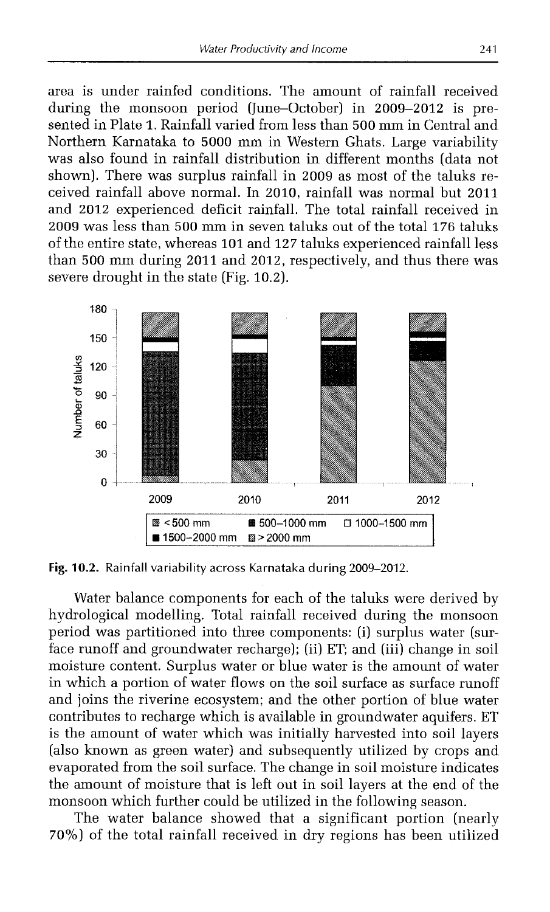area is under rainfed conditions. The amount of rainfall received during the monsoon period (June–October) in 2009–2012 is presented in Plate 1. Rainfall varied from less than 500 mm in Central and Northern Karnataka to 5000 mm in Western Ghats. Large variability was also found in rainfall distribution in different months (data not shown). There was surplus rainfall in 2009 as most of the taluks received rainfall above normal. In 2010, rainfall was normal but 2011 and 2012 experienced deficit rainfall. The total rainfall received in 2009 was less than 500 mm in seven taluks out of the total 176 taluks of the entire state, whereas 101 and 127 taluks experienced rainfall less than 500 mm during 2011 and 2012, respectively, and thus there was severe drought in the state (Fig. 10.2).

**Fig. 10.2.** Rainfall variability across Karnataka during 2009–2012.

Water balance components for each of the taluks were derived by hydrological modelling. Total rainfall received during the monsoon period was partitioned into three components: (i) surplus water (surface runoff and groundwater recharge); (ii) ET; and (iii) change in soil moisture content. Surplus water or blue water is the amount of water in which a portion of water flows on the soil surface as surface runoff and joins the riverine ecosystem; and the other portion of blue water contributes to recharge which is available in groundwater aquifers. ET is the amount of water which was initially harvested into soil layers (also known as green water) and subsequently utilized by crops and evaporated from the soil surface. The change in soil moisture indicates the amount of moisture that is left out in soil layers at the end of the monsoon which further could be utilized in the following season.

The water balance showed that a significant portion (nearly 70%) of the total rainfall received in dry regions has been utilized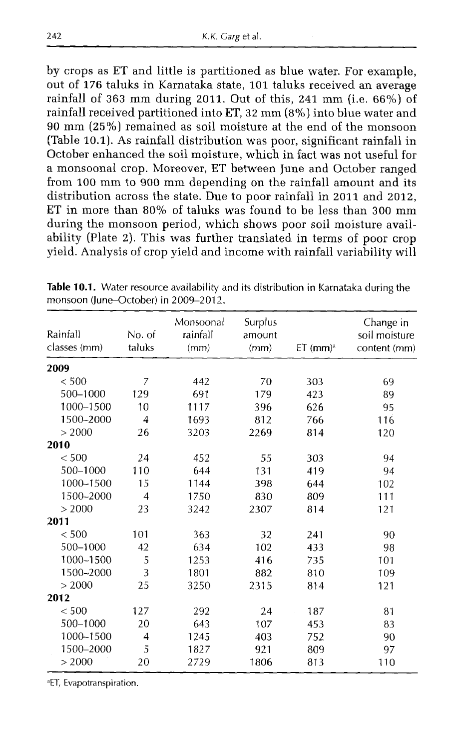by crops as ET and little is partitioned as blue water. For example, out of 176 taluks in Karnataka state, 101 taluks received an average rainfall of 363 mm during 2011. Out of this, 241 mm (i.e. 66%) of rainfall received partitioned into ET, 32 mm (8%) into blue water and 90 mm (25%) remained as soil moisture at the end of the monsoon (Table 10.1). As rainfall distribution was poor, significant rainfall in October enhanced the soil moisture, which in fact was not useful for a monsoonal crop. Moreover, ET between June and October ranged from 100 mm to 900 mm depending on the rainfall amount and its distribution across the state. Due to poor rainfall in 2011 and 2012, ET in more than 80% of taluks was found to be less than 300 mm during the monsoon period, which shows poor soil moisture availability (Plate 2). This was further translated in terms of poor crop yield. Analysis of crop yield and income with rainfall variability will

**Table 10.1.** Water resource availability and its distribution in Karnataka during the monsoon (June–October) in 2009–2012.

| Rainfall classes (mm) | No. of taluks | Monsoonal rainfall (mm) | Surplus amount (mm) | ET (mm)[a] | Change in soil moisture content (mm) |
|---|---|---|---|---|---|
| **2009** | | | | | |
| < 500 | 7 | 442 | 70 | 303 | 69 |
| 500–1000 | 129 | 691 | 179 | 423 | 89 |
| 1000–1500 | 10 | 1117 | 396 | 626 | 95 |
| 1500–2000 | 4 | 1693 | 812 | 766 | 116 |
| > 2000 | 26 | 3203 | 2269 | 814 | 120 |
| **2010** | | | | | |
| < 500 | 24 | 452 | 55 | 303 | 94 |
| 500–1000 | 110 | 644 | 131 | 419 | 94 |
| 1000–1500 | 15 | 1144 | 398 | 644 | 102 |
| 1500–2000 | 4 | 1750 | 830 | 809 | 111 |
| > 2000 | 23 | 3242 | 2307 | 814 | 121 |
| **2011** | | | | | |
| < 500 | 101 | 363 | 32 | 241 | 90 |
| 500–1000 | 42 | 634 | 102 | 433 | 98 |
| 1000–1500 | 5 | 1253 | 416 | 735 | 101 |
| 1500–2000 | 3 | 1801 | 882 | 810 | 109 |
| > 2000 | 25 | 3250 | 2315 | 814 | 121 |
| **2012** | | | | | |
| < 500 | 127 | 292 | 24 | 187 | 81 |
| 500–1000 | 20 | 643 | 107 | 453 | 83 |
| 1000–1500 | 4 | 1245 | 403 | 752 | 90 |
| 1500–2000 | 5 | 1827 | 921 | 809 | 97 |
| > 2000 | 20 | 2729 | 1806 | 813 | 110 |

[a]ET, Evapotranspiration.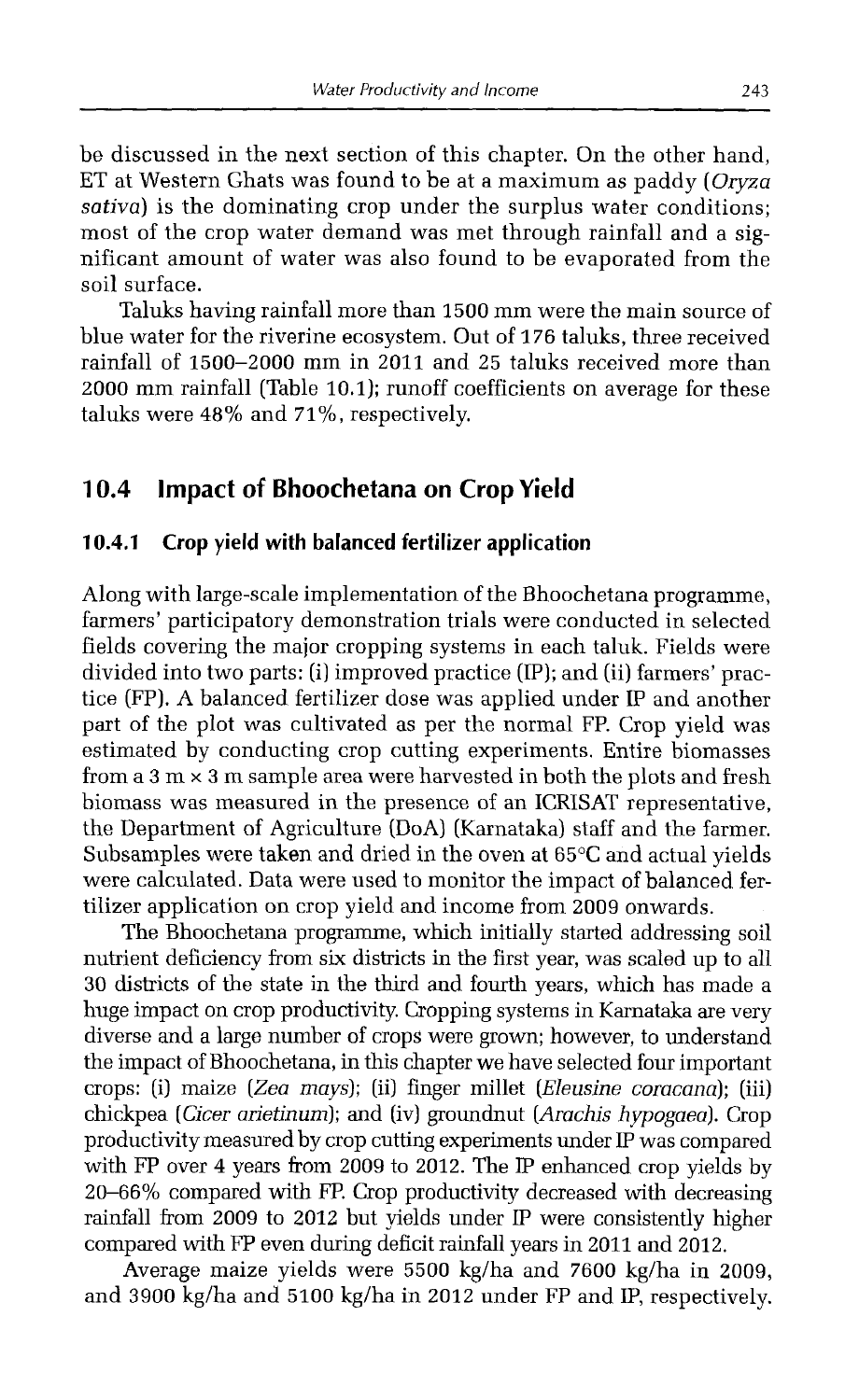be discussed in the next section of this chapter. On the other hand, ET at Western Ghats was found to be at a maximum as paddy (*Oryza sativa*) is the dominating crop under the surplus water conditions; most of the crop water demand was met through rainfall and a significant amount of water was also found to be evaporated from the soil surface.

Taluks having rainfall more than 1500 mm were the main source of blue water for the riverine ecosystem. Out of 176 taluks, three received rainfall of 1500–2000 mm in 2011 and 25 taluks received more than 2000 mm rainfall (Table 10.1); runoff coefficients on average for these taluks were 48% and 71%, respectively.

## 10.4 Impact of Bhoochetana on Crop Yield

### 10.4.1 Crop yield with balanced fertilizer application

Along with large-scale implementation of the Bhoochetana programme, farmers' participatory demonstration trials were conducted in selected fields covering the major cropping systems in each taluk. Fields were divided into two parts: (i) improved practice (IP); and (ii) farmers' practice (FP). A balanced fertilizer dose was applied under IP and another part of the plot was cultivated as per the normal FP. Crop yield was estimated by conducting crop cutting experiments. Entire biomasses from a 3 m × 3 m sample area were harvested in both the plots and fresh biomass was measured in the presence of an ICRISAT representative, the Department of Agriculture (DoA) (Karnataka) staff and the farmer. Subsamples were taken and dried in the oven at 65°C and actual yields were calculated. Data were used to monitor the impact of balanced fertilizer application on crop yield and income from 2009 onwards.

The Bhoochetana programme, which initially started addressing soil nutrient deficiency from six districts in the first year, was scaled up to all 30 districts of the state in the third and fourth years, which has made a huge impact on crop productivity. Cropping systems in Karnataka are very diverse and a large number of crops were grown; however, to understand the impact of Bhoochetana, in this chapter we have selected four important crops: (i) maize (*Zea mays*); (ii) finger millet (*Eleusine coracana*); (iii) chickpea (*Cicer arietinum*); and (iv) groundnut (*Arachis hypogaea*). Crop productivity measured by crop cutting experiments under IP was compared with FP over 4 years from 2009 to 2012. The IP enhanced crop yields by 20–66% compared with FP. Crop productivity decreased with decreasing rainfall from 2009 to 2012 but yields under IP were consistently higher compared with FP even during deficit rainfall years in 2011 and 2012.

Average maize yields were 5500 kg/ha and 7600 kg/ha in 2009, and 3900 kg/ha and 5100 kg/ha in 2012 under FP and IP, respectively.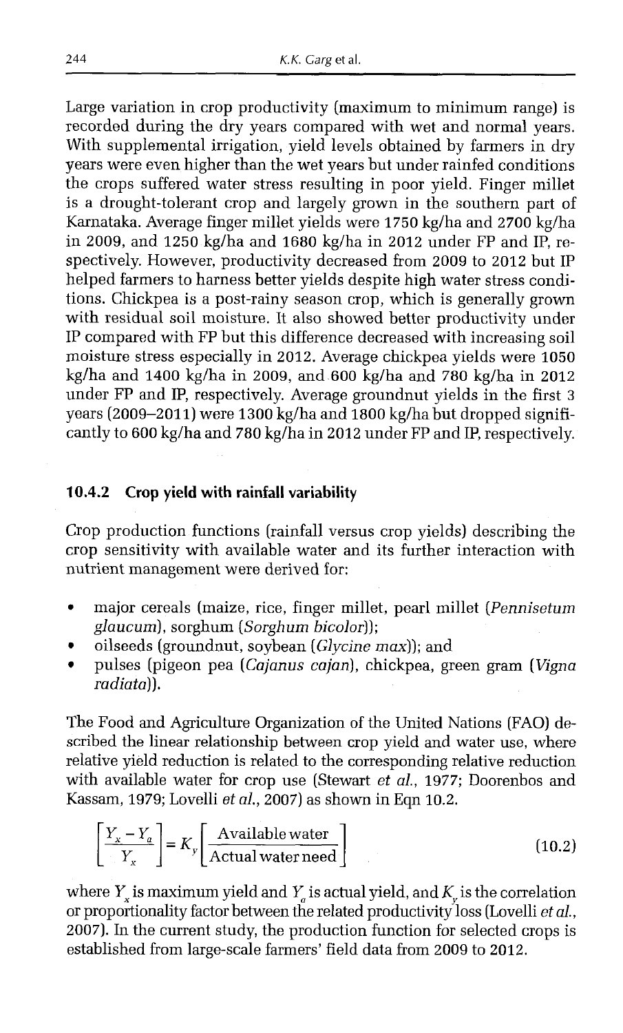Large variation in crop productivity (maximum to minimum range) is recorded during the dry years compared with wet and normal years. With supplemental irrigation, yield levels obtained by farmers in dry years were even higher than the wet years but under rainfed conditions the crops suffered water stress resulting in poor yield. Finger millet is a drought-tolerant crop and largely grown in the southern part of Karnataka. Average finger millet yields were 1750 kg/ha and 2700 kg/ha in 2009, and 1250 kg/ha and 1680 kg/ha in 2012 under FP and IP, respectively. However, productivity decreased from 2009 to 2012 but IP helped farmers to harness better yields despite high water stress conditions. Chickpea is a post-rainy season crop, which is generally grown with residual soil moisture. It also showed better productivity under IP compared with FP but this difference decreased with increasing soil moisture stress especially in 2012. Average chickpea yields were 1050 kg/ha and 1400 kg/ha in 2009, and 600 kg/ha and 780 kg/ha in 2012 under FP and IP, respectively. Average groundnut yields in the first 3 years (2009–2011) were 1300 kg/ha and 1800 kg/ha but dropped significantly to 600 kg/ha and 780 kg/ha in 2012 under FP and IP, respectively.

### 10.4.2 Crop yield with rainfall variability

Crop production functions (rainfall versus crop yields) describing the crop sensitivity with available water and its further interaction with nutrient management were derived for:

- major cereals (maize, rice, finger millet, pearl millet (*Pennisetum glaucum*), sorghum (*Sorghum bicolor*));
- oilseeds (groundnut, soybean (*Glycine max*)); and
- pulses (pigeon pea (*Cajanus cajan*), chickpea, green gram (*Vigna radiata*)).

The Food and Agriculture Organization of the United Nations (FAO) described the linear relationship between crop yield and water use, where relative yield reduction is related to the corresponding relative reduction with available water for crop use (Stewart *et al.*, 1977; Doorenbos and Kassam, 1979; Lovelli *et al.*, 2007) as shown in Eqn 10.2.

$$\left[\frac{Y_x - Y_a}{Y_x}\right] = K_y\left[\frac{\text{Available water}}{\text{Actual water need}}\right] \tag{10.2}$$

where $Y_x$ is maximum yield and $Y_a$ is actual yield, and $K_y$ is the correlation or proportionality factor between the related productivity loss (Lovelli *et al.*, 2007). In the current study, the production function for selected crops is established from large-scale farmers' field data from 2009 to 2012.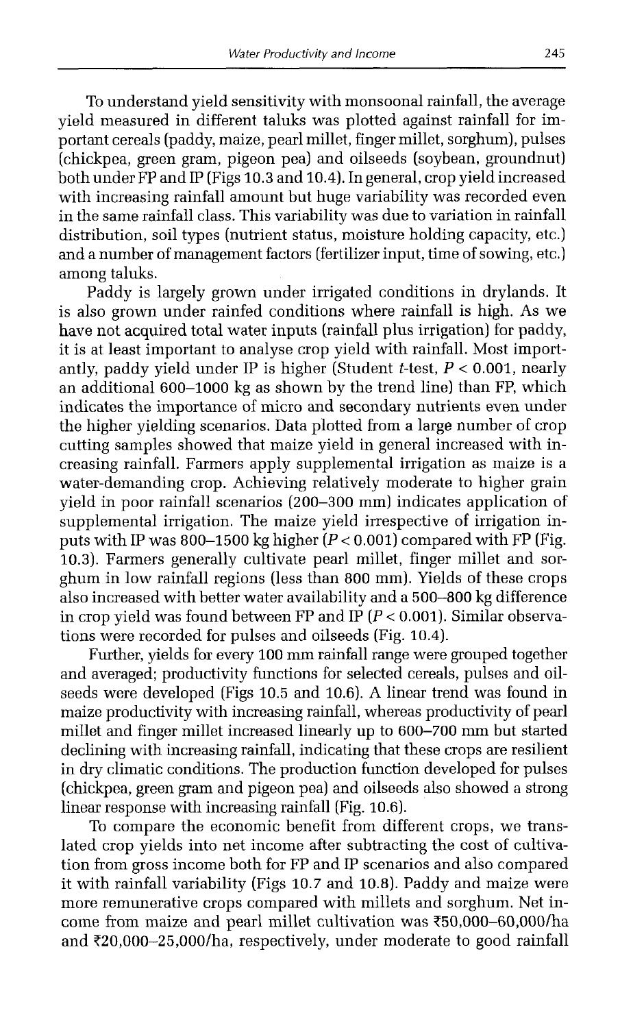To understand yield sensitivity with monsoonal rainfall, the average yield measured in different taluks was plotted against rainfall for important cereals (paddy, maize, pearl millet, finger millet, sorghum), pulses (chickpea, green gram, pigeon pea) and oilseeds (soybean, groundnut) both under FP and IP (Figs 10.3 and 10.4). In general, crop yield increased with increasing rainfall amount but huge variability was recorded even in the same rainfall class. This variability was due to variation in rainfall distribution, soil types (nutrient status, moisture holding capacity, etc.) and a number of management factors (fertilizer input, time of sowing, etc.) among taluks.

Paddy is largely grown under irrigated conditions in drylands. It is also grown under rainfed conditions where rainfall is high. As we have not acquired total water inputs (rainfall plus irrigation) for paddy, it is at least important to analyse crop yield with rainfall. Most importantly, paddy yield under IP is higher (Student *t*-test, $P < 0.001$, nearly an additional 600–1000 kg as shown by the trend line) than FP, which indicates the importance of micro and secondary nutrients even under the higher yielding scenarios. Data plotted from a large number of crop cutting samples showed that maize yield in general increased with increasing rainfall. Farmers apply supplemental irrigation as maize is a water-demanding crop. Achieving relatively moderate to higher grain yield in poor rainfall scenarios (200–300 mm) indicates application of supplemental irrigation. The maize yield irrespective of irrigation inputs with IP was 800–1500 kg higher ($P < 0.001$) compared with FP (Fig. 10.3). Farmers generally cultivate pearl millet, finger millet and sorghum in low rainfall regions (less than 800 mm). Yields of these crops also increased with better water availability and a 500–800 kg difference in crop yield was found between FP and IP ($P < 0.001$). Similar observations were recorded for pulses and oilseeds (Fig. 10.4).

Further, yields for every 100 mm rainfall range were grouped together and averaged; productivity functions for selected cereals, pulses and oilseeds were developed (Figs 10.5 and 10.6). A linear trend was found in maize productivity with increasing rainfall, whereas productivity of pearl millet and finger millet increased linearly up to 600–700 mm but started declining with increasing rainfall, indicating that these crops are resilient in dry climatic conditions. The production function developed for pulses (chickpea, green gram and pigeon pea) and oilseeds also showed a strong linear response with increasing rainfall (Fig. 10.6).

To compare the economic benefit from different crops, we translated crop yields into net income after subtracting the cost of cultivation from gross income both for FP and IP scenarios and also compared it with rainfall variability (Figs 10.7 and 10.8). Paddy and maize were more remunerative crops compared with millets and sorghum. Net income from maize and pearl millet cultivation was ₹50,000–60,000/ha and ₹20,000–25,000/ha, respectively, under moderate to good rainfall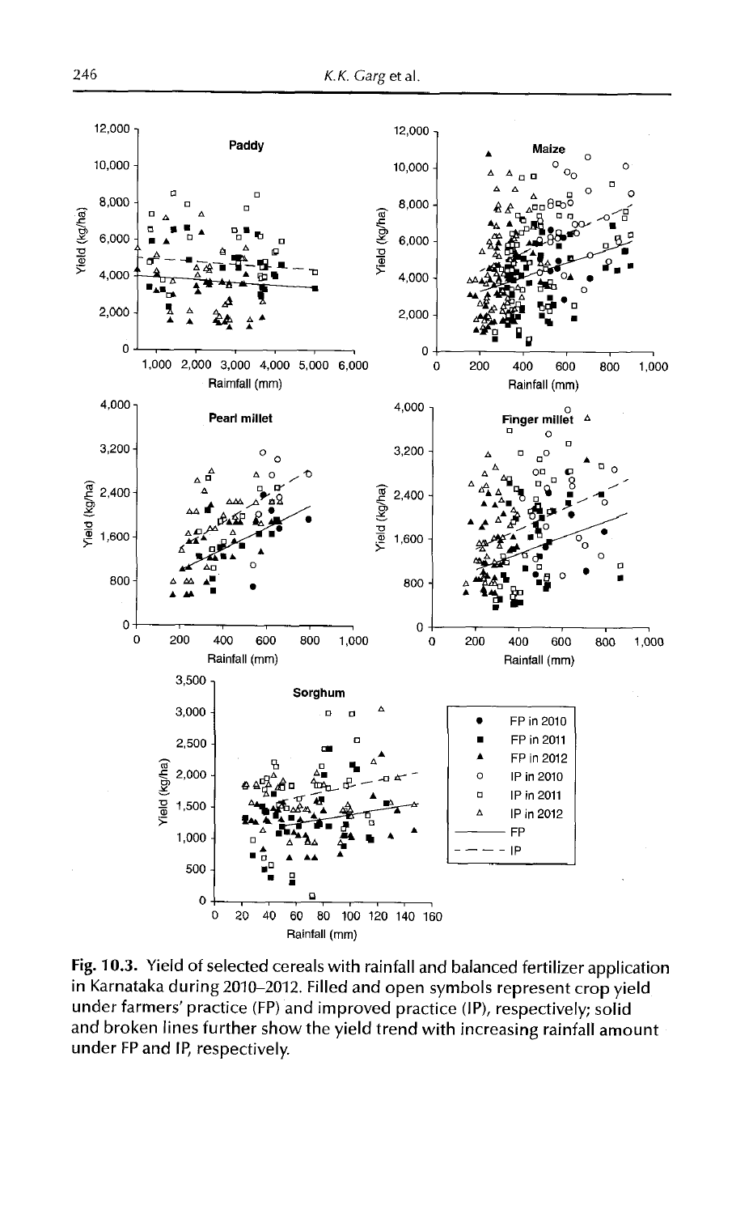Fig. 10.3. Yield of selected cereals with rainfall and balanced fertilizer application in Karnataka during 2010–2012. Filled and open symbols represent crop yield under farmers' practice (FP) and improved practice (IP), respectively; solid and broken lines further show the yield trend with increasing rainfall amount under FP and IP, respectively.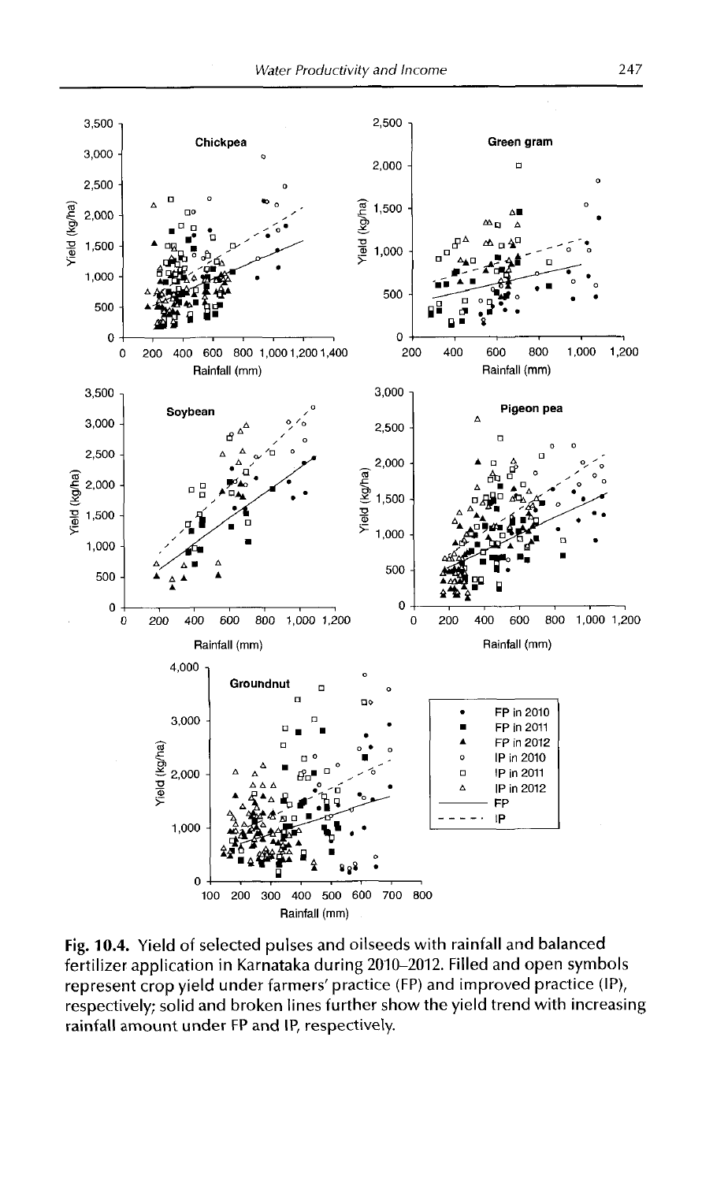Fig. 10.4. Yield of selected pulses and oilseeds with rainfall and balanced fertilizer application in Karnataka during 2010–2012. Filled and open symbols represent crop yield under farmers' practice (FP) and improved practice (IP), respectively; solid and broken lines further show the yield trend with increasing rainfall amount under FP and IP, respectively.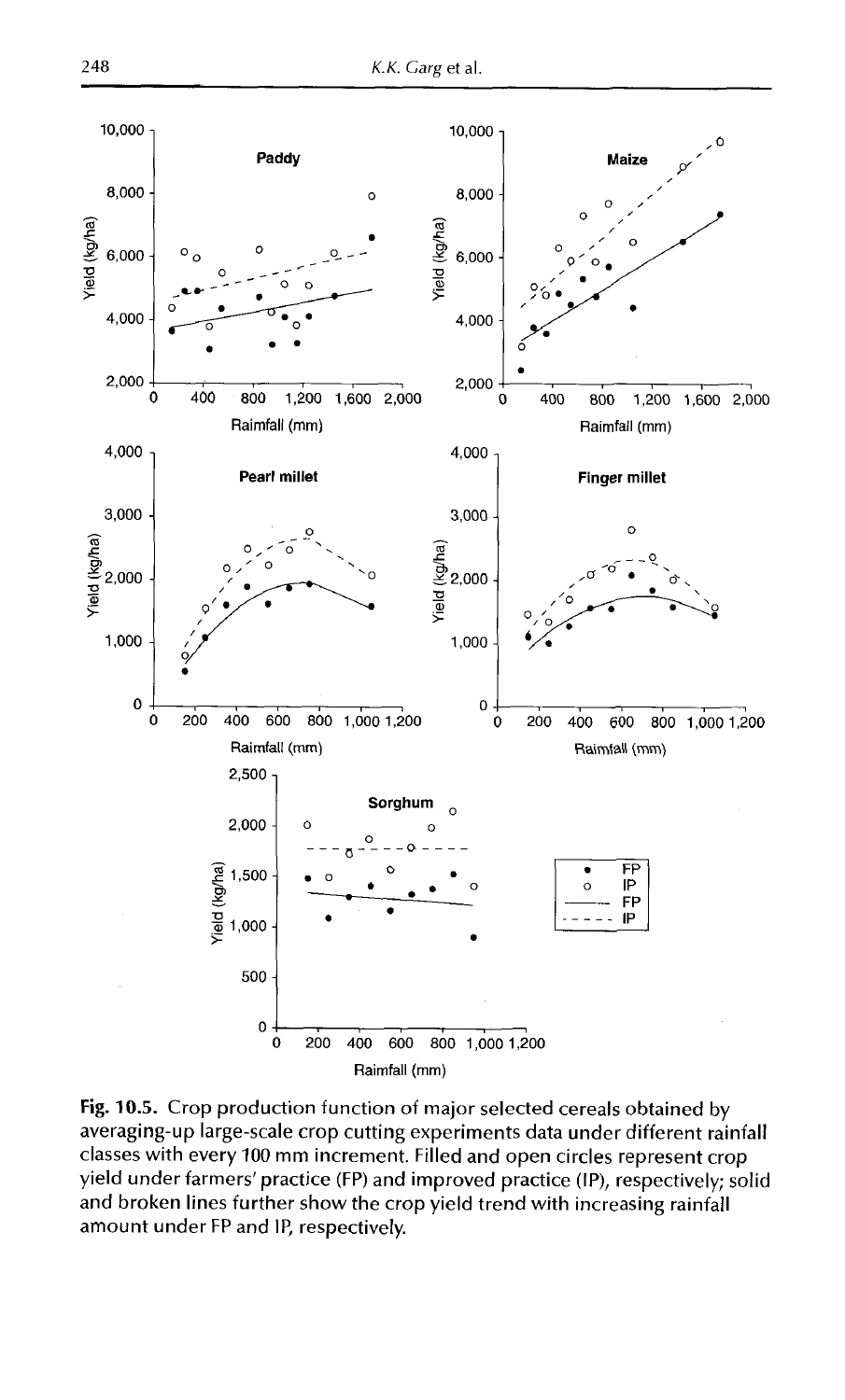Fig. 10.5. Crop production function of major selected cereals obtained by averaging-up large-scale crop cutting experiments data under different rainfall classes with every 100 mm increment. Filled and open circles represent crop yield under farmers' practice (FP) and improved practice (IP), respectively; solid and broken lines further show the crop yield trend with increasing rainfall amount under FP and IP, respectively.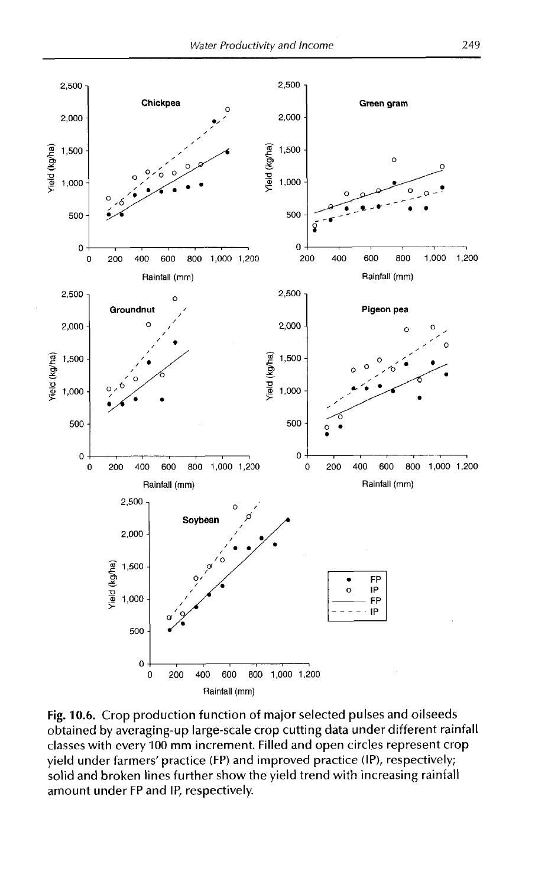**Fig. 10.6.** Crop production function of major selected pulses and oilseeds obtained by averaging-up large-scale crop cutting data under different rainfall classes with every 100 mm increment. Filled and open circles represent crop yield under farmers' practice (FP) and improved practice (IP), respectively; solid and broken lines further show the yield trend with increasing rainfall amount under FP and IP, respectively.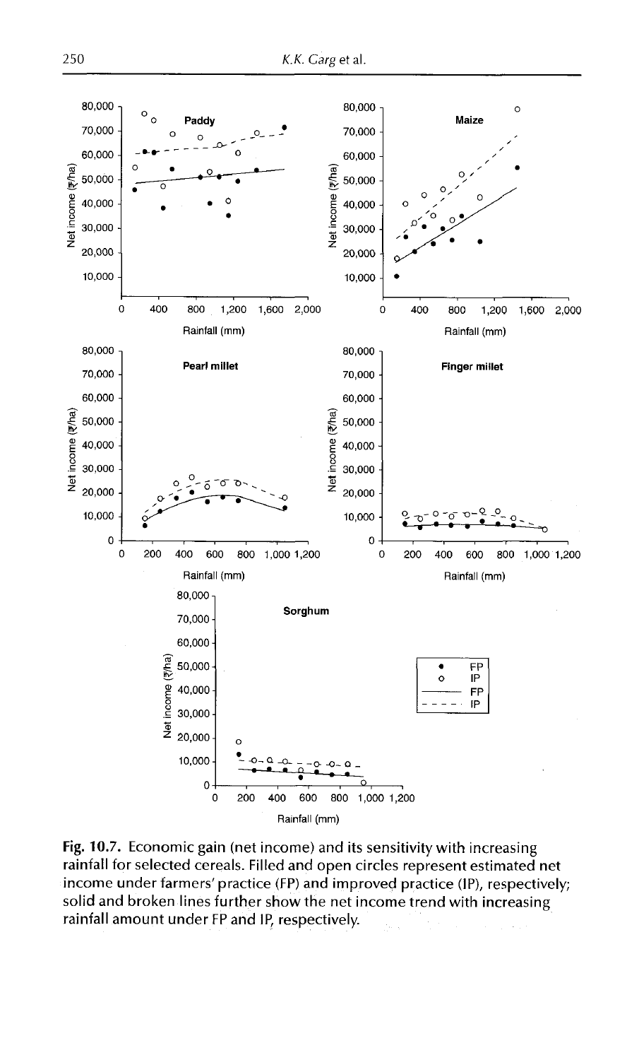Fig. 10.7. Economic gain (net income) and its sensitivity with increasing rainfall for selected cereals. Filled and open circles represent estimated net income under farmers' practice (FP) and improved practice (IP), respectively; solid and broken lines further show the net income trend with increasing rainfall amount under FP and IP, respectively.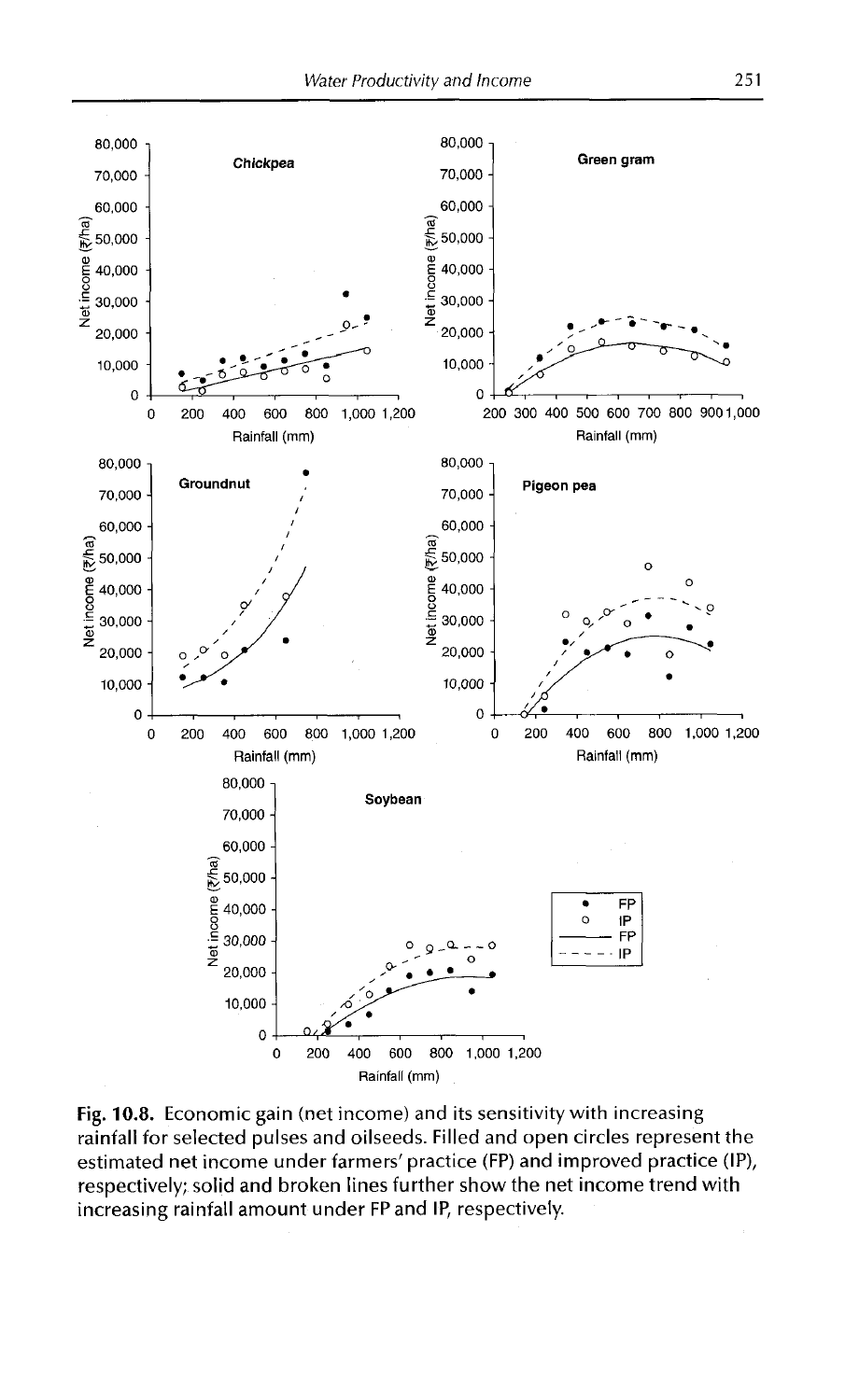Fig. 10.8. Economic gain (net income) and its sensitivity with increasing rainfall for selected pulses and oilseeds. Filled and open circles represent the estimated net income under farmers' practice (FP) and improved practice (IP), respectively; solid and broken lines further show the net income trend with increasing rainfall amount under FP and IP, respectively.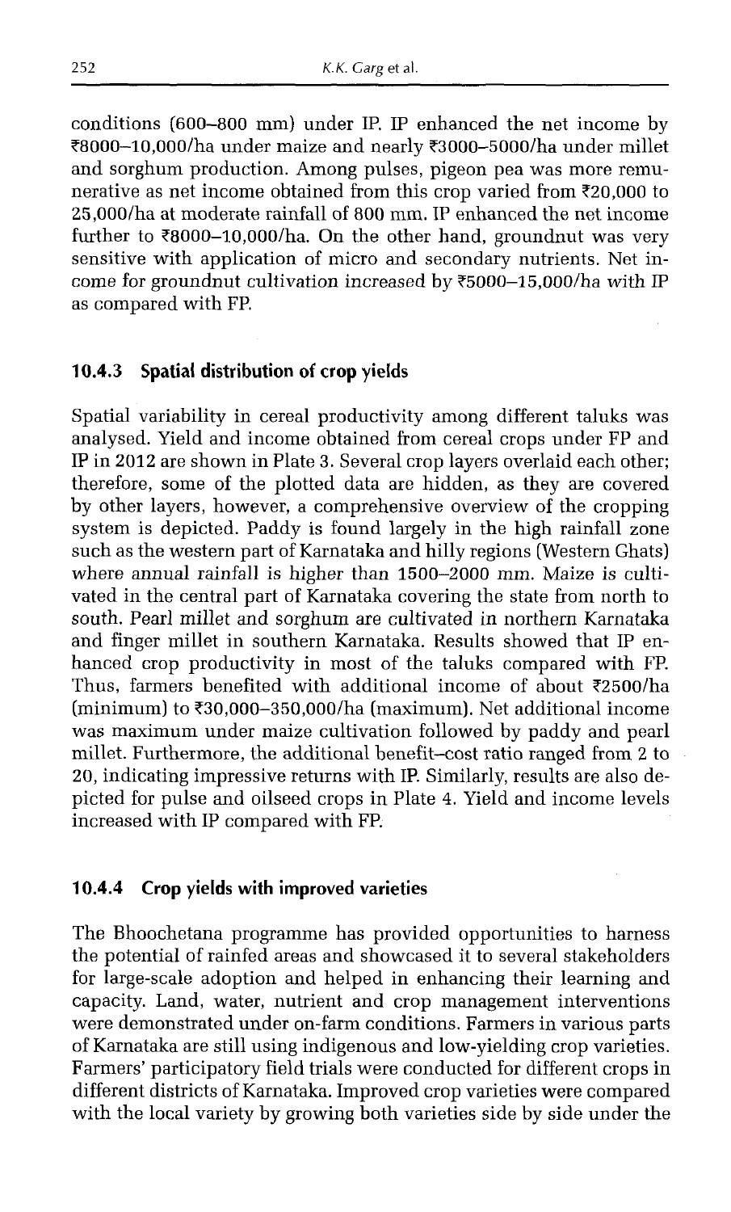conditions (600–800 mm) under IP. IP enhanced the net income by ₹8000–10,000/ha under maize and nearly ₹3000–5000/ha under millet and sorghum production. Among pulses, pigeon pea was more remunerative as net income obtained from this crop varied from ₹20,000 to 25,000/ha at moderate rainfall of 800 mm. IP enhanced the net income further to ₹8000–10,000/ha. On the other hand, groundnut was very sensitive with application of micro and secondary nutrients. Net income for groundnut cultivation increased by ₹5000–15,000/ha with IP as compared with FP.

### 10.4.3 Spatial distribution of crop yields

Spatial variability in cereal productivity among different taluks was analysed. Yield and income obtained from cereal crops under FP and IP in 2012 are shown in Plate 3. Several crop layers overlaid each other; therefore, some of the plotted data are hidden, as they are covered by other layers, however, a comprehensive overview of the cropping system is depicted. Paddy is found largely in the high rainfall zone such as the western part of Karnataka and hilly regions (Western Ghats) where annual rainfall is higher than 1500–2000 mm. Maize is cultivated in the central part of Karnataka covering the state from north to south. Pearl millet and sorghum are cultivated in northern Karnataka and finger millet in southern Karnataka. Results showed that IP enhanced crop productivity in most of the taluks compared with FP. Thus, farmers benefited with additional income of about ₹2500/ha (minimum) to ₹30,000–350,000/ha (maximum). Net additional income was maximum under maize cultivation followed by paddy and pearl millet. Furthermore, the additional benefit–cost ratio ranged from 2 to 20, indicating impressive returns with IP. Similarly, results are also depicted for pulse and oilseed crops in Plate 4. Yield and income levels increased with IP compared with FP.

### 10.4.4 Crop yields with improved varieties

The Bhoochetana programme has provided opportunities to harness the potential of rainfed areas and showcased it to several stakeholders for large-scale adoption and helped in enhancing their learning and capacity. Land, water, nutrient and crop management interventions were demonstrated under on-farm conditions. Farmers in various parts of Karnataka are still using indigenous and low-yielding crop varieties. Farmers' participatory field trials were conducted for different crops in different districts of Karnataka. Improved crop varieties were compared with the local variety by growing both varieties side by side under the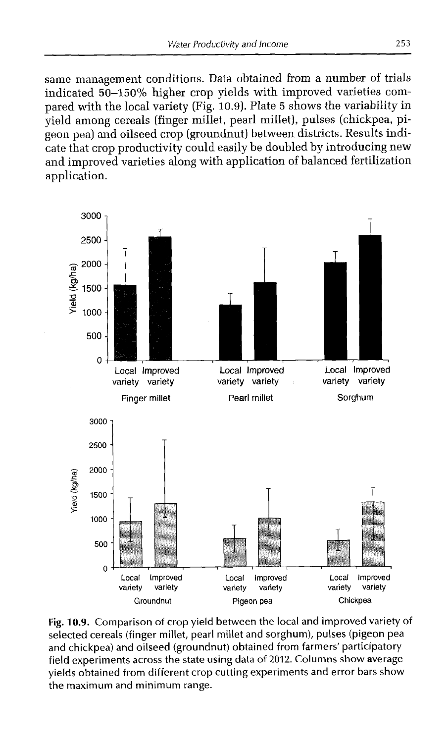same management conditions. Data obtained from a number of trials indicated 50–150% higher crop yields with improved varieties compared with the local variety (Fig. 10.9). Plate 5 shows the variability in yield among cereals (finger millet, pearl millet), pulses (chickpea, pigeon pea) and oilseed crop (groundnut) between districts. Results indicate that crop productivity could easily be doubled by introducing new and improved varieties along with application of balanced fertilization application.

**Fig. 10.9.** Comparison of crop yield between the local and improved variety of selected cereals (finger millet, pearl millet and sorghum), pulses (pigeon pea and chickpea) and oilseed (groundnut) obtained from farmers' participatory field experiments across the state using data of 2012. Columns show average yields obtained from different crop cutting experiments and error bars show the maximum and minimum range.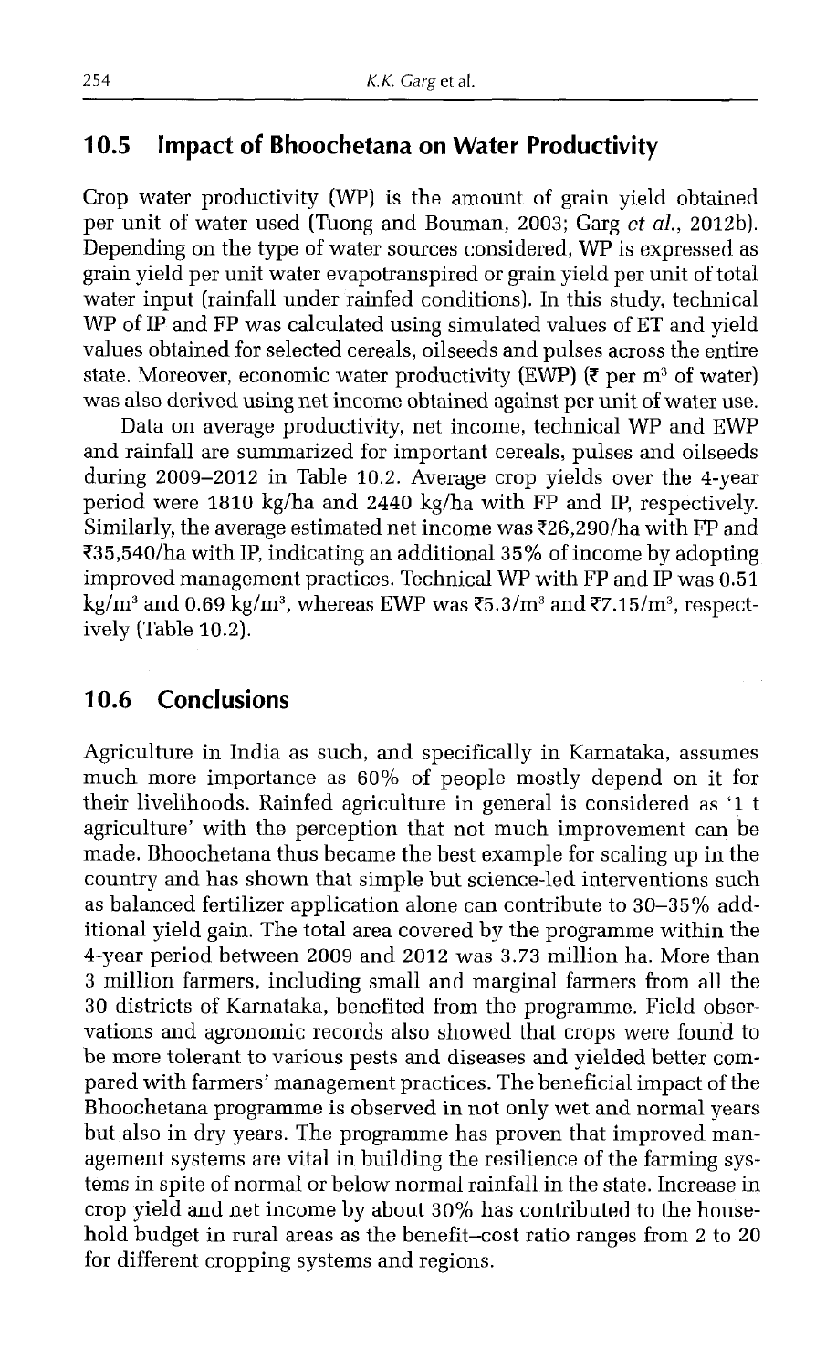## 10.5 Impact of Bhoochetana on Water Productivity

Crop water productivity (WP) is the amount of grain yield obtained per unit of water used (Tuong and Bouman, 2003; Garg *et al.*, 2012b). Depending on the type of water sources considered, WP is expressed as grain yield per unit water evapotranspired or grain yield per unit of total water input (rainfall under rainfed conditions). In this study, technical WP of IP and FP was calculated using simulated values of ET and yield values obtained for selected cereals, oilseeds and pulses across the entire state. Moreover, economic water productivity (EWP) (₹ per $m^3$ of water) was also derived using net income obtained against per unit of water use.

Data on average productivity, net income, technical WP and EWP and rainfall are summarized for important cereals, pulses and oilseeds during 2009–2012 in Table 10.2. Average crop yields over the 4-year period were 1810 kg/ha and 2440 kg/ha with FP and IP, respectively. Similarly, the average estimated net income was ₹26,290/ha with FP and ₹35,540/ha with IP, indicating an additional 35% of income by adopting improved management practices. Technical WP with FP and IP was 0.51 $kg/m^3$ and 0.69 $kg/m^3$, whereas EWP was ₹5.3/$m^3$ and ₹7.15/$m^3$, respectively (Table 10.2).

## 10.6 Conclusions

Agriculture in India as such, and specifically in Karnataka, assumes much more importance as 60% of people mostly depend on it for their livelihoods. Rainfed agriculture in general is considered as '1 t agriculture' with the perception that not much improvement can be made. Bhoochetana thus became the best example for scaling up in the country and has shown that simple but science-led interventions such as balanced fertilizer application alone can contribute to 30–35% additional yield gain. The total area covered by the programme within the 4-year period between 2009 and 2012 was 3.73 million ha. More than 3 million farmers, including small and marginal farmers from all the 30 districts of Karnataka, benefited from the programme. Field observations and agronomic records also showed that crops were found to be more tolerant to various pests and diseases and yielded better compared with farmers' management practices. The beneficial impact of the Bhoochetana programme is observed in not only wet and normal years but also in dry years. The programme has proven that improved management systems are vital in building the resilience of the farming systems in spite of normal or below normal rainfall in the state. Increase in crop yield and net income by about 30% has contributed to the household budget in rural areas as the benefit–cost ratio ranges from 2 to 20 for different cropping systems and regions.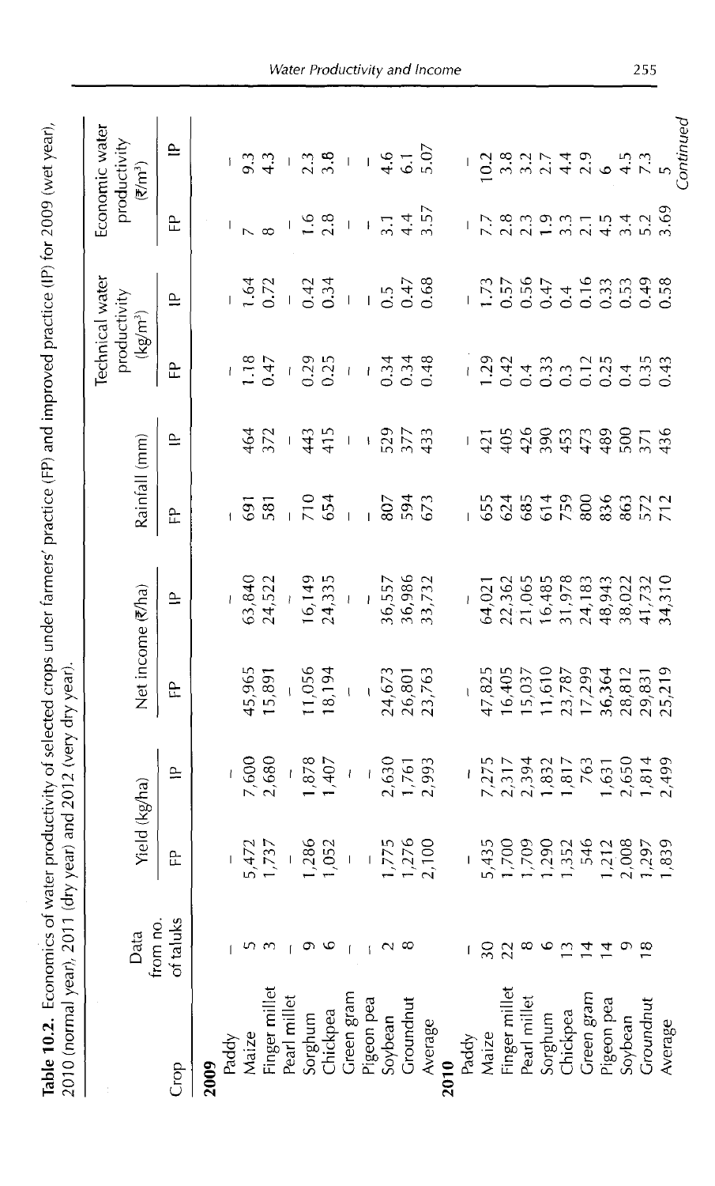**Table 10.2.** Economics of water productivity of selected crops under farmers' practice (FP) and improved practice (IP) for 2009 (wet year), 2010 (normal year), 2011 (dry year) and 2012 (very dry year).

| Crop | Data from no. of taluks | Yield (kg/ha) | | Net income (₹/ha) | | Rainfall (mm) | | Technical water productivity (kg/m³) | | Economic water productivity (₹/m³) | |
|---|---|---|---|---|---|---|---|---|---|---|---|
| | | FP | IP | FP | IP | FP | IP | FP | IP | FP | IP |
| **2009** | | | | | | | | | | | |
| Paddy | – | – | – | – | – | – | – | – | – | – | – |
| Maize | 5 | 5,472 | 7,600 | 45,965 | 63,840 | 691 | 464 | 1.18 | 1.64 | 7 | 9.3 |
| Finger millet | 3 | 1,737 | 2,680 | 15,891 | 24,522 | 581 | 372 | 0.47 | 0.72 | 8 | 4.3 |
| Pearl millet | – | – | – | – | – | – | – | – | – | – | – |
| Sorghum | 9 | 1,286 | 1,878 | 11,056 | 16,149 | 710 | 443 | 0.29 | 0.42 | 1.6 | 2.3 |
| Chickpea | 6 | 1,052 | 1,407 | 18,194 | 24,335 | 654 | 415 | 0.25 | 0.34 | 2.8 | 3.8 |
| Green gram | – | – | – | – | – | – | – | – | – | – | – |
| Pigeon pea | – | – | – | – | – | – | – | – | – | – | – |
| Soybean | 2 | 1,775 | 2,630 | 24,673 | 36,557 | 807 | 529 | 0.34 | 0.5 | 3.1 | 4.6 |
| Groundnut | 8 | 1,276 | 1,761 | 26,801 | 36,986 | 594 | 377 | 0.34 | 0.47 | 4.4 | 6.1 |
| Average | | 2,100 | 2,993 | 23,763 | 33,732 | 673 | 433 | 0.48 | 0.68 | 3.57 | 5.07 |
| **2010** | | | | | | | | | | | |
| Paddy | – | – | – | – | – | – | – | – | – | – | – |
| Maize | 30 | 5,435 | 7,275 | 47,825 | 64,021 | 655 | 421 | 1.29 | 1.73 | 7.7 | 10.2 |
| Finger millet | 22 | 1,700 | 2,317 | 16,405 | 22,362 | 624 | 405 | 0.42 | 0.57 | 2.8 | 3.8 |
| Pearl millet | 8 | 1,709 | 2,394 | 15,037 | 21,065 | 685 | 426 | 0.4 | 0.56 | 2.3 | 3.2 |
| Sorghum | 6 | 1,290 | 1,832 | 11,610 | 16,485 | 614 | 390 | 0.33 | 0.47 | 1.9 | 2.7 |
| Chickpea | 13 | 1,352 | 1,817 | 23,787 | 31,978 | 759 | 453 | 0.3 | 0.4 | 3.3 | 4.4 |
| Green gram | 14 | 546 | 763 | 17,299 | 24,183 | 800 | 473 | 0.12 | 0.16 | 2.1 | 2.9 |
| Pigeon pea | 14 | 1,212 | 1,631 | 36,364 | 48,943 | 836 | 489 | 0.25 | 0.33 | 4.5 | 6 |
| Soybean | 9 | 2,008 | 2,650 | 28,812 | 38,022 | 863 | 500 | 0.4 | 0.53 | 3.4 | 4.5 |
| Groundnut | 18 | 1,297 | 1,814 | 29,831 | 41,732 | 572 | 371 | 0.35 | 0.49 | 5.2 | 7.3 |
| Average | | 1,839 | 2,499 | 25,219 | 34,310 | 712 | 436 | 0.43 | 0.58 | 3.69 | 5 |

*Continued*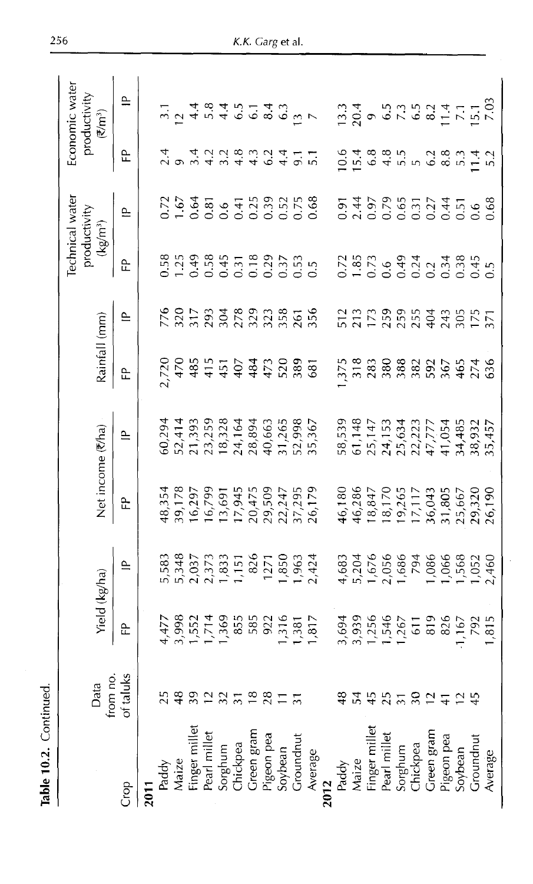**Table 10.2.** Continued.

| Crop | Data from no. of taluks | Yield (kg/ha) | | Net income (₹/ha) | | Rainfall (mm) | | Technical water productivity (kg/m³) | | Economic water productivity (₹/m³) | |
|---|---|---|---|---|---|---|---|---|---|---|---|
| | | FP | IP | FP | IP | FP | IP | FP | IP | FP | IP |
| **2011** | | | | | | | | | | | |
| Paddy | 25 | 4,477 | 5,583 | 48,354 | 60,294 | 2,720 | 776 | 0.58 | 0.72 | 2.4 | 3.1 |
| Maize | 48 | 3,998 | 5,348 | 39,178 | 52,414 | 470 | 320 | 1.25 | 1.67 | 9 | 12 |
| Finger millet | 39 | 1,552 | 2,037 | 16,297 | 21,393 | 485 | 317 | 0.49 | 0.64 | 3.4 | 4.4 |
| Pearl millet | 12 | 1,714 | 2,373 | 16,799 | 23,259 | 415 | 293 | 0.58 | 0.81 | 4.2 | 5.8 |
| Sorghum | 32 | 1,369 | 1,833 | 13,691 | 18,328 | 451 | 304 | 0.45 | 0.6 | 3.2 | 4.4 |
| Chickpea | 31 | 855 | 1,151 | 17,945 | 24,164 | 407 | 278 | 0.31 | 0.41 | 4.8 | 6.5 |
| Green gram | 18 | 585 | 826 | 20,475 | 28,894 | 484 | 329 | 0.18 | 0.25 | 4.3 | 6.1 |
| Pigeon pea | 28 | 922 | 1271 | 29,509 | 40,663 | 473 | 323 | 0.29 | 0.39 | 6.2 | 8.4 |
| Soybean | 11 | 1,316 | 1,850 | 22,247 | 31,265 | 520 | 358 | 0.37 | 0.52 | 4.4 | 6.3 |
| Groundnut | 31 | 1,381 | 1,963 | 37,295 | 52,998 | 389 | 261 | 0.53 | 0.75 | 9.1 | 13 |
| Average | | 1,817 | 2,424 | 26,179 | 35,367 | 681 | 356 | 0.5 | 0.68 | 5.1 | 7 |
| **2012** | | | | | | | | | | | |
| Paddy | 48 | 3,694 | 4,683 | 46,180 | 58,539 | 1,375 | 512 | 0.72 | 0.91 | 10.6 | 13.3 |
| Maize | 54 | 3,939 | 5,204 | 46,286 | 61,148 | 318 | 213 | 1.85 | 2.44 | 15.4 | 20.4 |
| Finger millet | 45 | 1,256 | 1,676 | 18,847 | 25,147 | 283 | 173 | 0.73 | 0.97 | 6.8 | 9 |
| Pearl millet | 25 | 1,546 | 2,056 | 18,170 | 24,153 | 380 | 259 | 0.6 | 0.79 | 4.8 | 6.5 |
| Sorghum | 31 | 1,267 | 1,686 | 19,265 | 25,634 | 388 | 259 | 0.49 | 0.65 | 5.5 | 7.3 |
| Chickpea | 30 | 611 | 794 | 17,117 | 22,223 | 382 | 255 | 0.24 | 0.31 | 5 | 6.5 |
| Green gram | 12 | 819 | 1,086 | 36,043 | 47,777 | 592 | 404 | 0.2 | 0.27 | 6.2 | 8.2 |
| Pigeon pea | 41 | 826 | 1,066 | 31,805 | 41,054 | 367 | 243 | 0.34 | 0.44 | 8.8 | 11.4 |
| Soybean | 12 | 1,167 | 1,568 | 25,667 | 34,485 | 465 | 305 | 0.38 | 0.51 | 5.3 | 7.1 |
| Groundnut | 45 | 792 | 1,052 | 29,320 | 38,932 | 274 | 175 | 0.45 | 0.6 | 11.4 | 15.1 |
| Average | | 1,815 | 2,460 | 26,190 | 35,457 | 636 | 371 | 0.5 | 0.68 | 5.2 | 7.03 |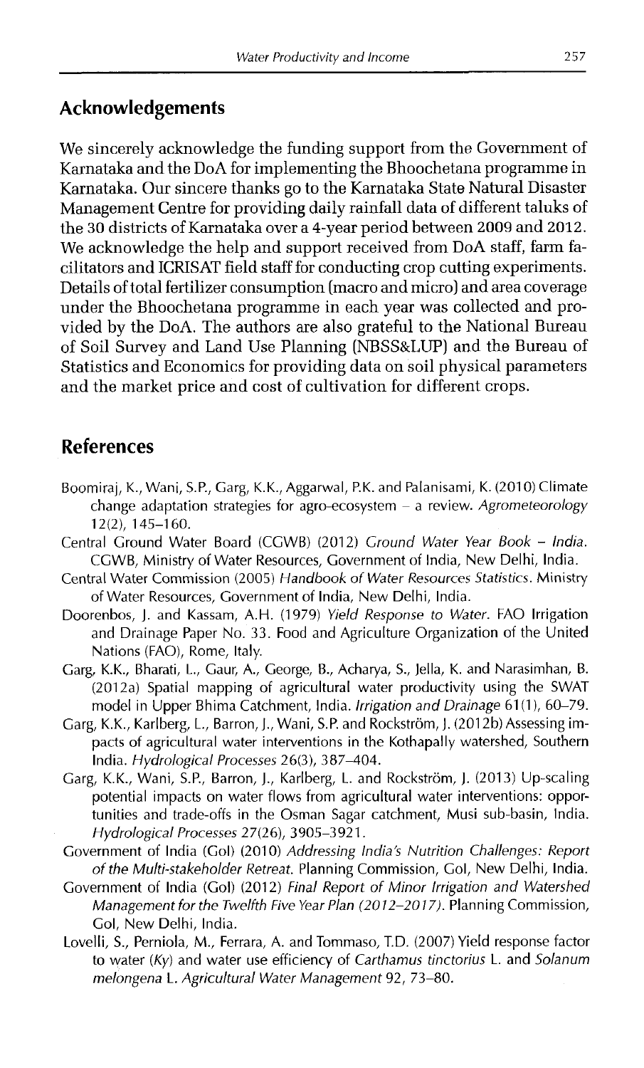## Acknowledgements

We sincerely acknowledge the funding support from the Government of Karnataka and the DoA for implementing the Bhoochetana programme in Karnataka. Our sincere thanks go to the Karnataka State Natural Disaster Management Centre for providing daily rainfall data of different taluks of the 30 districts of Karnataka over a 4-year period between 2009 and 2012. We acknowledge the help and support received from DoA staff, farm facilitators and ICRISAT field staff for conducting crop cutting experiments. Details of total fertilizer consumption (macro and micro) and area coverage under the Bhoochetana programme in each year was collected and provided by the DoA. The authors are also grateful to the National Bureau of Soil Survey and Land Use Planning (NBSS&LUP) and the Bureau of Statistics and Economics for providing data on soil physical parameters and the market price and cost of cultivation for different crops.

## References

Boomiraj, K., Wani, S.P., Garg, K.K., Aggarwal, P.K. and Palanisami, K. (2010) Climate change adaptation strategies for agro-ecosystem – a review. *Agrometeorology* 12(2), 145–160.

Central Ground Water Board (CGWB) (2012) *Ground Water Year Book – India.* CGWB, Ministry of Water Resources, Government of India, New Delhi, India.

Central Water Commission (2005) *Handbook of Water Resources Statistics.* Ministry of Water Resources, Government of India, New Delhi, India.

Doorenbos, J. and Kassam, A.H. (1979) *Yield Response to Water.* FAO Irrigation and Drainage Paper No. 33. Food and Agriculture Organization of the United Nations (FAO), Rome, Italy.

Garg, K.K., Bharati, L., Gaur, A., George, B., Acharya, S., Jella, K. and Narasimhan, B. (2012a) Spatial mapping of agricultural water productivity using the SWAT model in Upper Bhima Catchment, India. *Irrigation and Drainage* 61(1), 60–79.

Garg, K.K., Karlberg, L., Barron, J., Wani, S.P. and Rockström, J. (2012b) Assessing impacts of agricultural water interventions in the Kothapally watershed, Southern India. *Hydrological Processes* 26(3), 387–404.

Garg, K.K., Wani, S.P., Barron, J., Karlberg, L. and Rockström, J. (2013) Up-scaling potential impacts on water flows from agricultural water interventions: opportunities and trade-offs in the Osman Sagar catchment, Musi sub-basin, India. *Hydrological Processes* 27(26), 3905–3921.

Government of India (GoI) (2010) *Addressing India's Nutrition Challenges: Report of the Multi-stakeholder Retreat.* Planning Commission, GoI, New Delhi, India.

Government of India (GoI) (2012) *Final Report of Minor Irrigation and Watershed Management for the Twelfth Five Year Plan (2012–2017).* Planning Commission, GoI, New Delhi, India.

Lovelli, S., Perniola, M., Ferrara, A. and Tommaso, T.D. (2007) Yield response factor to water (*Ky*) and water use efficiency of *Carthamus tinctorius* L. and *Solanum melongena* L. *Agricultural Water Management* 92, 73–80.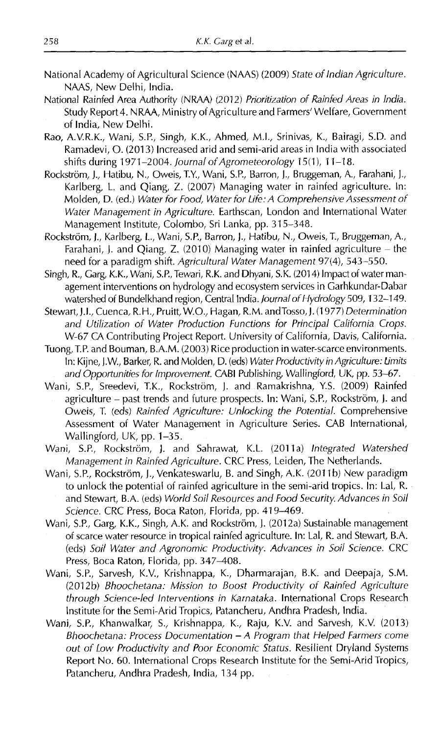National Academy of Agricultural Science (NAAS) (2009) *State of Indian Agriculture*. NAAS, New Delhi, India.

National Rainfed Area Authority (NRAA) (2012) *Prioritization of Rainfed Areas in India*. Study Report 4. NRAA, Ministry of Agriculture and Farmers' Welfare, Government of India, New Delhi.

Rao, A.V.R.K., Wani, S.P., Singh, K.K., Ahmed, M.I., Srinivas, K., Bairagi, S.D. and Ramadevi, O. (2013) Increased arid and semi-arid areas in India with associated shifts during 1971–2004. *Journal of Agrometeorology* 15(1), 11–18.

Rockström, J., Hatibu, N., Oweis, T.Y., Wani, S.P., Barron, J., Bruggeman, A., Farahani, J., Karlberg, L. and Qiang, Z. (2007) Managing water in rainfed agriculture. In: Molden, D. (ed.) *Water for Food, Water for Life: A Comprehensive Assessment of Water Management in Agriculture*. Earthscan, London and International Water Management Institute, Colombo, Sri Lanka, pp. 315–348.

Rockström, J., Karlberg, L., Wani, S.P., Barron, J., Hatibu, N., Oweis, T., Bruggeman, A., Farahani, J. and Qiang, Z. (2010) Managing water in rainfed agriculture – the need for a paradigm shift. *Agricultural Water Management* 97(4), 543–550.

Singh, R., Garg, K.K., Wani, S.P., Tewari, R.K. and Dhyani, S.K. (2014) Impact of water management interventions on hydrology and ecosystem services in Garhkundar-Dabar watershed of Bundelkhand region, Central India. *Journal of Hydrology* 509, 132–149.

Stewart, J.I., Cuenca, R.H., Pruitt, W.O., Hagan, R.M. andTosso, J. (1977) *Determination and Utilization of Water Production Functions for Principal California Crops*. W-67 CA Contributing Project Report. University of California, Davis, California.

Tuong, T.P. and Bouman, B.A.M. (2003) Rice production in water-scarce environments. In: Kijne, J.W., Barker, R. and Molden, D. (eds) *Water Productivity in Agriculture: Limits and Opportunities for Improvement*. CABI Publishing, Wallingford, UK, pp. 53–67.

Wani, S.P., Sreedevi, T.K., Rockström, J. and Ramakrishna, Y.S. (2009) Rainfed agriculture – past trends and future prospects. In: Wani, S.P., Rockström, J. and Oweis, T. (eds) *Rainfed Agriculture: Unlocking the Potential*. Comprehensive Assessment of Water Management in Agriculture Series. CAB International, Wallingford, UK, pp. 1–35.

Wani, S.P., Rockström, J. and Sahrawat, K.L. (2011a) *Integrated Watershed Management in Rainfed Agriculture*. CRC Press, Leiden, The Netherlands.

Wani, S.P., Rockström, J., Venkateswarlu, B. and Singh, A.K. (2011b) New paradigm to unlock the potential of rainfed agriculture in the semi-arid tropics. In: Lal, R. and Stewart, B.A. (eds) *World Soil Resources and Food Security. Advances in Soil Science*. CRC Press, Boca Raton, Florida, pp. 419–469.

Wani, S.P., Garg, K.K., Singh, A.K. and Rockström, J. (2012a) Sustainable management of scarce water resource in tropical rainfed agriculture. In: Lal, R. and Stewart, B.A. (eds) *Soil Water and Agronomic Productivity. Advances in Soil Science*. CRC Press, Boca Raton, Florida, pp. 347–408.

Wani, S.P., Sarvesh, K.V., Krishnappa, K., Dharmarajan, B.K. and Deepaja, S.M. (2012b) *Bhoochetana: Mission to Boost Productivity of Rainfed Agriculture through Science-led Interventions in Karnataka*. International Crops Research Institute for the Semi-Arid Tropics, Patancheru, Andhra Pradesh, India.

Wani, S.P., Khanwalkar, S., Krishnappa, K., Raju, K.V. and Sarvesh, K.V. (2013) *Bhoochetana: Process Documentation – A Program that Helped Farmers come out of Low Productivity and Poor Economic Status*. Resilient Dryland Systems Report No. 60. International Crops Research Institute for the Semi-Arid Tropics, Patancheru, Andhra Pradesh, India, 134 pp.